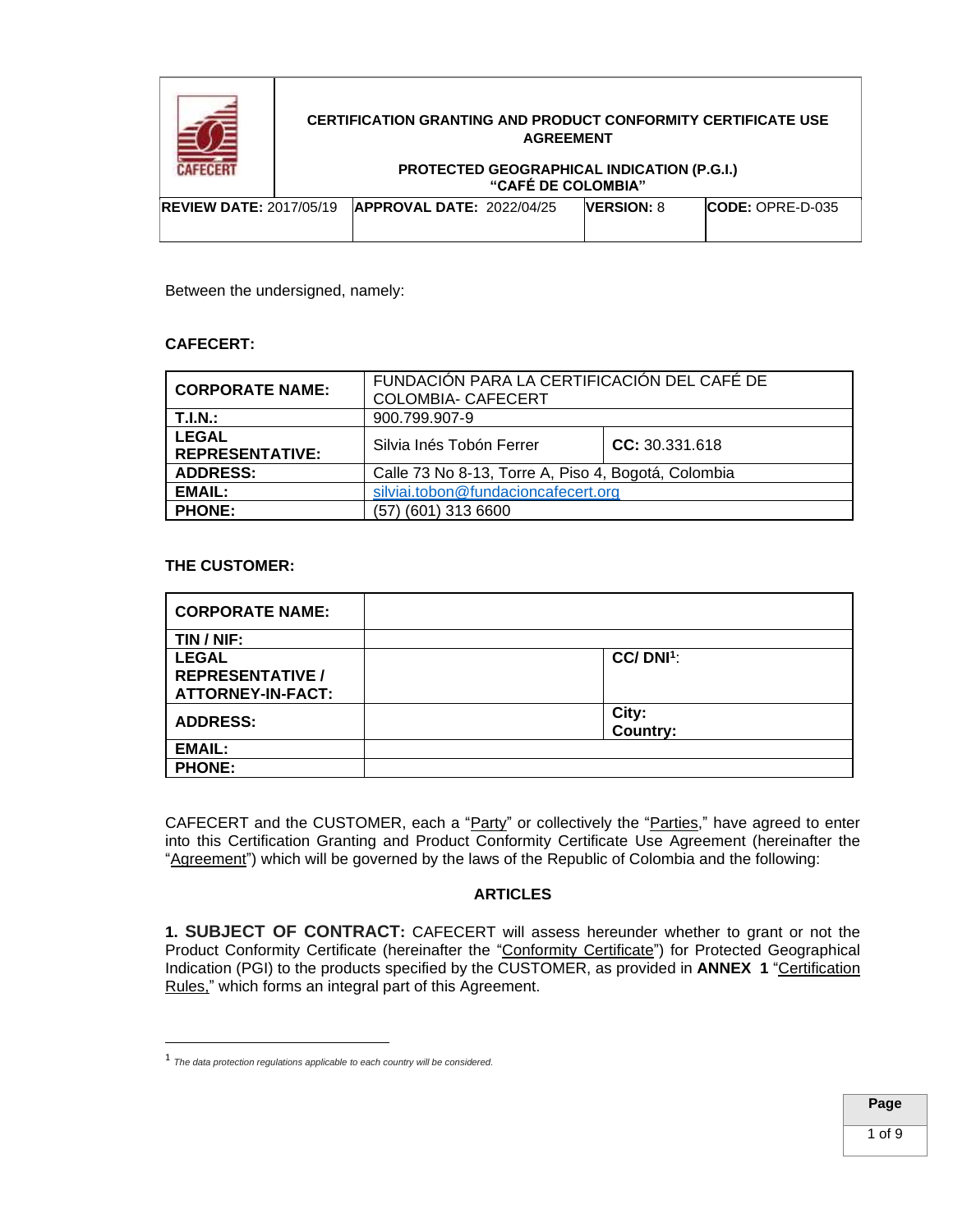| | **CERTIFICATION GRANTING AND PRODUCT CONFORMITY CERTIFICATE USE AGREEMENT**<br><br>**PROTECTED GEOGRAPHICAL INDICATION (P.G.I.) "CAFÉ DE COLOMBIA"** | | |
|---|---|---|---|
| **REVIEW DATE:** 2017/05/19 | **APPROVAL DATE:** 2022/04/25 | **VERSION:** 8 | **CODE:** OPRE-D-035 |

Between the undersigned, namely:

**CAFECERT:**

| **CORPORATE NAME:** | FUNDACIÓN PARA LA CERTIFICACIÓN DEL CAFÉ DE COLOMBIA- CAFECERT | |
|---|---|---|
| **T.I.N.:** | 900.799.907-9 | |
| **LEGAL REPRESENTATIVE:** | Silvia Inés Tobón Ferrer | **CC:** 30.331.618 |
| **ADDRESS:** | Calle 73 No 8-13, Torre A, Piso 4, Bogotá, Colombia | |
| **EMAIL:** | silviai.tobon@fundacioncafecert.org | |
| **PHONE:** | (57) (601) 313 6600 | |

**THE CUSTOMER:**

| **CORPORATE NAME:** | | |
|---|---|---|
| **TIN / NIF:** | | |
| **LEGAL REPRESENTATIVE / ATTORNEY-IN-FACT:** | | **CC/ DNI**[1]: |
| **ADDRESS:** | | **City:**<br>**Country:** |
| **EMAIL:** | | |
| **PHONE:** | | |

CAFECERT and the CUSTOMER, each a "Party" or collectively the "Parties," have agreed to enter into this Certification Granting and Product Conformity Certificate Use Agreement (hereinafter the "Agreement") which will be governed by the laws of the Republic of Colombia and the following:

## ARTICLES

**1. SUBJECT OF CONTRACT:** CAFECERT will assess hereunder whether to grant or not the Product Conformity Certificate (hereinafter the "Conformity Certificate") for Protected Geographical Indication (PGI) to the products specified by the CUSTOMER, as provided in **ANNEX 1** "Certification Rules," which forms an integral part of this Agreement.

[1] *The data protection regulations applicable to each country will be considered.*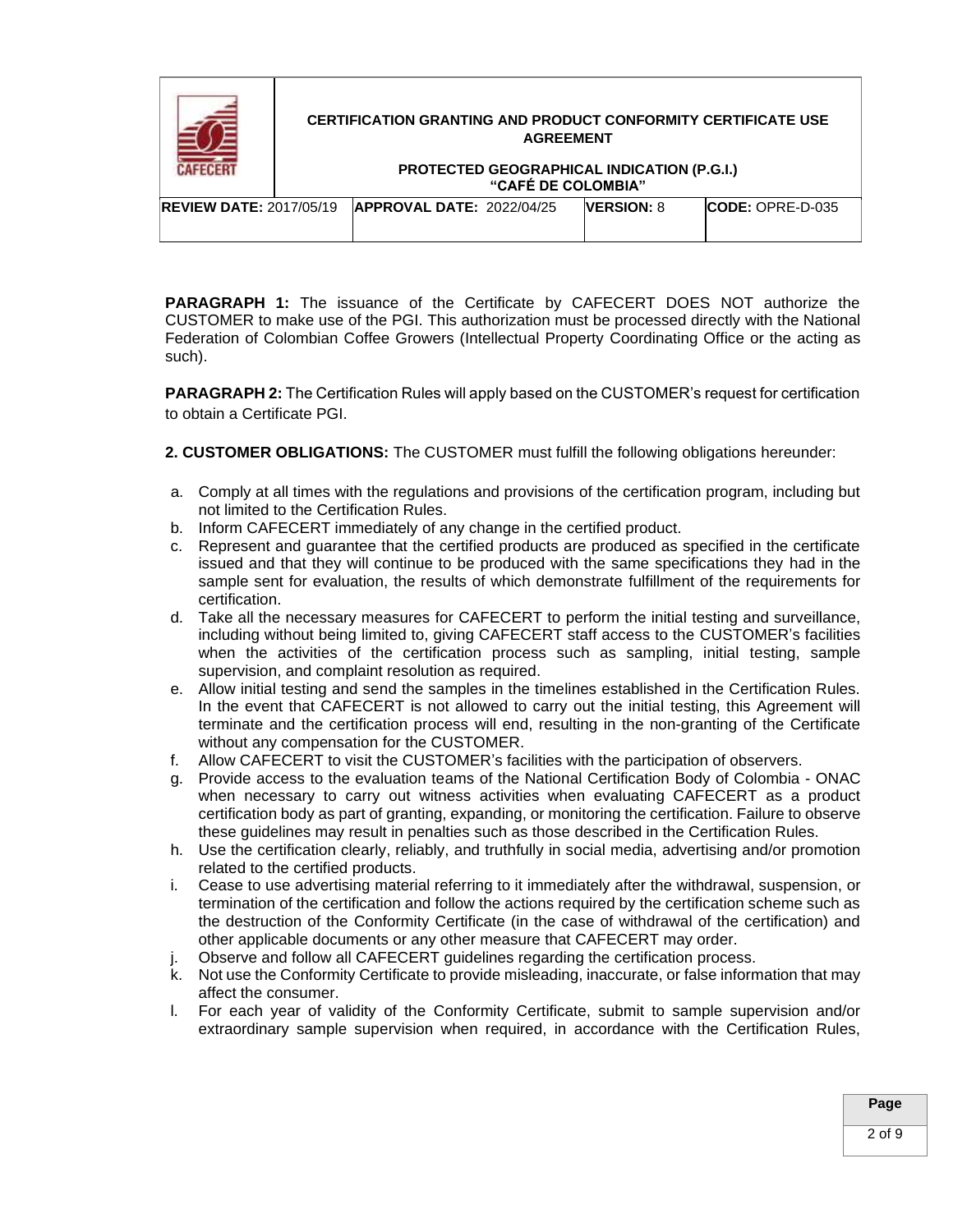**PARAGRAPH 1:** The issuance of the Certificate by CAFECERT DOES NOT authorize the CUSTOMER to make use of the PGI. This authorization must be processed directly with the National Federation of Colombian Coffee Growers (Intellectual Property Coordinating Office or the acting as such).

**PARAGRAPH 2:** The Certification Rules will apply based on the CUSTOMER's request for certification to obtain a Certificate PGI.

**2. CUSTOMER OBLIGATIONS:** The CUSTOMER must fulfill the following obligations hereunder:

a. Comply at all times with the regulations and provisions of the certification program, including but not limited to the Certification Rules.
b. Inform CAFECERT immediately of any change in the certified product.
c. Represent and guarantee that the certified products are produced as specified in the certificate issued and that they will continue to be produced with the same specifications they had in the sample sent for evaluation, the results of which demonstrate fulfillment of the requirements for certification.
d. Take all the necessary measures for CAFECERT to perform the initial testing and surveillance, including without being limited to, giving CAFECERT staff access to the CUSTOMER's facilities when the activities of the certification process such as sampling, initial testing, sample supervision, and complaint resolution as required.
e. Allow initial testing and send the samples in the timelines established in the Certification Rules. In the event that CAFECERT is not allowed to carry out the initial testing, this Agreement will terminate and the certification process will end, resulting in the non-granting of the Certificate without any compensation for the CUSTOMER.
f. Allow CAFECERT to visit the CUSTOMER's facilities with the participation of observers.
g. Provide access to the evaluation teams of the National Certification Body of Colombia - ONAC when necessary to carry out witness activities when evaluating CAFECERT as a product certification body as part of granting, expanding, or monitoring the certification. Failure to observe these guidelines may result in penalties such as those described in the Certification Rules.
h. Use the certification clearly, reliably, and truthfully in social media, advertising and/or promotion related to the certified products.
i. Cease to use advertising material referring to it immediately after the withdrawal, suspension, or termination of the certification and follow the actions required by the certification scheme such as the destruction of the Conformity Certificate (in the case of withdrawal of the certification) and other applicable documents or any other measure that CAFECERT may order.
j. Observe and follow all CAFECERT guidelines regarding the certification process.
k. Not use the Conformity Certificate to provide misleading, inaccurate, or false information that may affect the consumer.
l. For each year of validity of the Conformity Certificate, submit to sample supervision and/or extraordinary sample supervision when required, in accordance with the Certification Rules,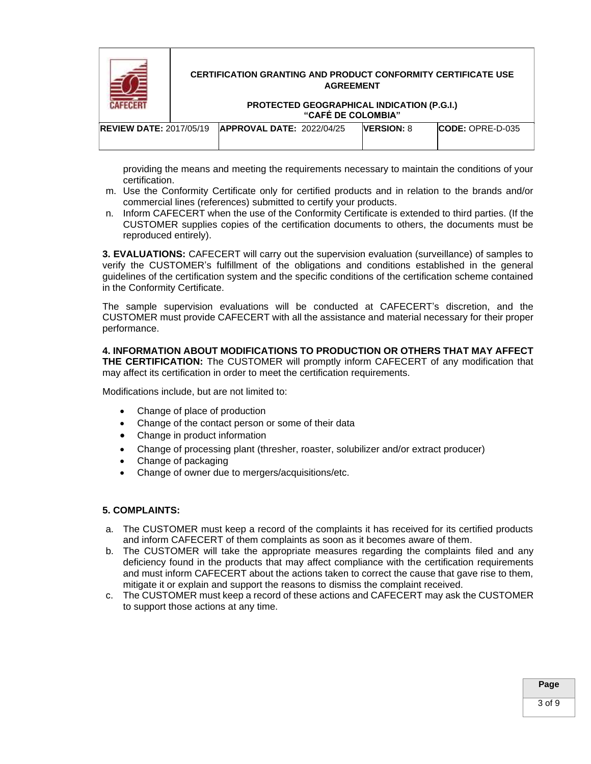providing the means and meeting the requirements necessary to maintain the conditions of your certification.

m. Use the Conformity Certificate only for certified products and in relation to the brands and/or commercial lines (references) submitted to certify your products.
n. Inform CAFECERT when the use of the Conformity Certificate is extended to third parties. (If the CUSTOMER supplies copies of the certification documents to others, the documents must be reproduced entirely).

**3. EVALUATIONS:** CAFECERT will carry out the supervision evaluation (surveillance) of samples to verify the CUSTOMER's fulfillment of the obligations and conditions established in the general guidelines of the certification system and the specific conditions of the certification scheme contained in the Conformity Certificate.

The sample supervision evaluations will be conducted at CAFECERT's discretion, and the CUSTOMER must provide CAFECERT with all the assistance and material necessary for their proper performance.

**4. INFORMATION ABOUT MODIFICATIONS TO PRODUCTION OR OTHERS THAT MAY AFFECT THE CERTIFICATION:** The CUSTOMER will promptly inform CAFECERT of any modification that may affect its certification in order to meet the certification requirements.

Modifications include, but are not limited to:

- Change of place of production
- Change of the contact person or some of their data
- Change in product information
- Change of processing plant (thresher, roaster, solubilizer and/or extract producer)
- Change of packaging
- Change of owner due to mergers/acquisitions/etc.

**5. COMPLAINTS:**

a. The CUSTOMER must keep a record of the complaints it has received for its certified products and inform CAFECERT of them complaints as soon as it becomes aware of them.
b. The CUSTOMER will take the appropriate measures regarding the complaints filed and any deficiency found in the products that may affect compliance with the certification requirements and must inform CAFECERT about the actions taken to correct the cause that gave rise to them, mitigate it or explain and support the reasons to dismiss the complaint received.
c. The CUSTOMER must keep a record of these actions and CAFECERT may ask the CUSTOMER to support those actions at any time.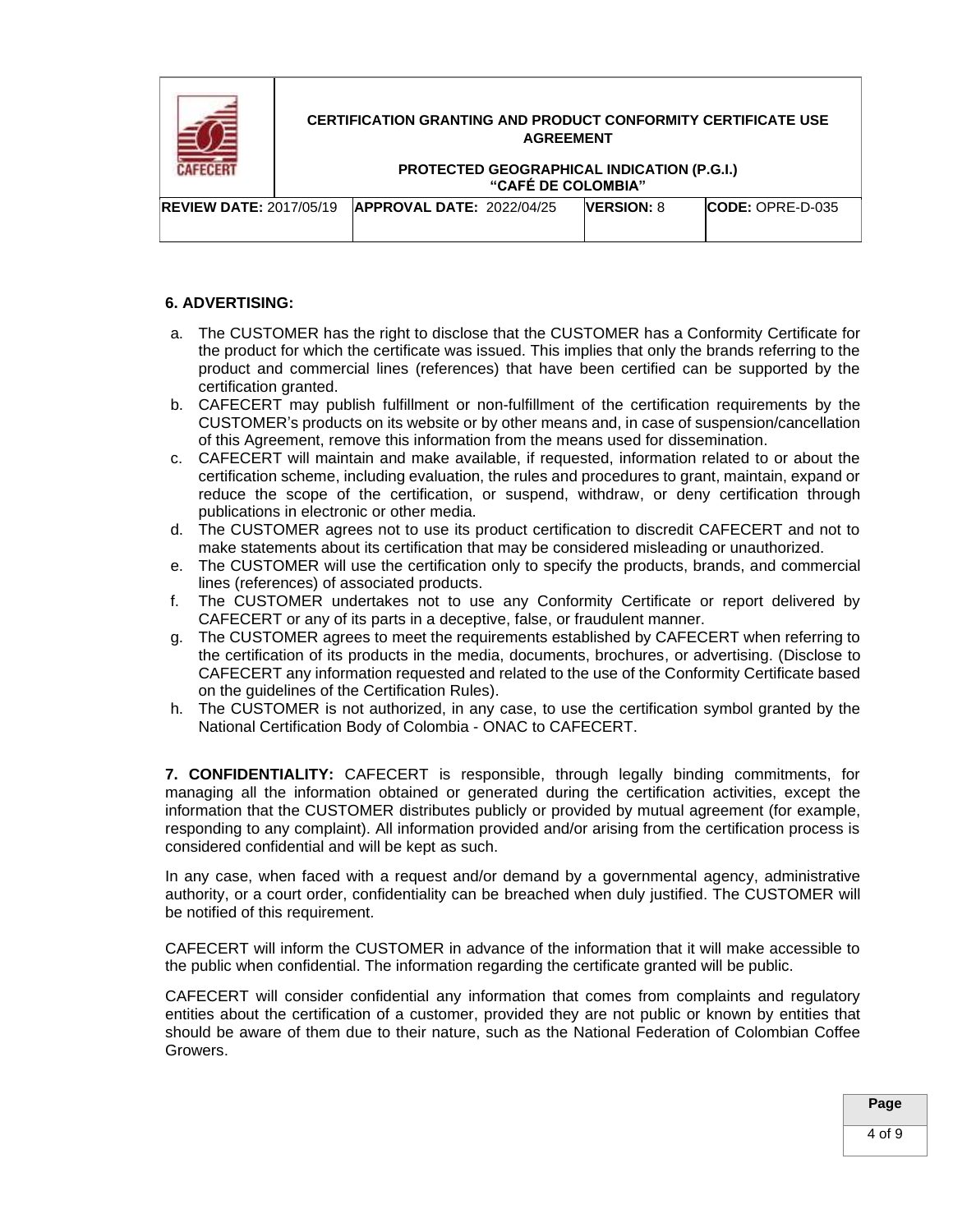## 6. ADVERTISING:

a. The CUSTOMER has the right to disclose that the CUSTOMER has a Conformity Certificate for the product for which the certificate was issued. This implies that only the brands referring to the product and commercial lines (references) that have been certified can be supported by the certification granted.
b. CAFECERT may publish fulfillment or non-fulfillment of the certification requirements by the CUSTOMER's products on its website or by other means and, in case of suspension/cancellation of this Agreement, remove this information from the means used for dissemination.
c. CAFECERT will maintain and make available, if requested, information related to or about the certification scheme, including evaluation, the rules and procedures to grant, maintain, expand or reduce the scope of the certification, or suspend, withdraw, or deny certification through publications in electronic or other media.
d. The CUSTOMER agrees not to use its product certification to discredit CAFECERT and not to make statements about its certification that may be considered misleading or unauthorized.
e. The CUSTOMER will use the certification only to specify the products, brands, and commercial lines (references) of associated products.
f. The CUSTOMER undertakes not to use any Conformity Certificate or report delivered by CAFECERT or any of its parts in a deceptive, false, or fraudulent manner.
g. The CUSTOMER agrees to meet the requirements established by CAFECERT when referring to the certification of its products in the media, documents, brochures, or advertising. (Disclose to CAFECERT any information requested and related to the use of the Conformity Certificate based on the guidelines of the Certification Rules).
h. The CUSTOMER is not authorized, in any case, to use the certification symbol granted by the National Certification Body of Colombia - ONAC to CAFECERT.

**7. CONFIDENTIALITY:** CAFECERT is responsible, through legally binding commitments, for managing all the information obtained or generated during the certification activities, except the information that the CUSTOMER distributes publicly or provided by mutual agreement (for example, responding to any complaint). All information provided and/or arising from the certification process is considered confidential and will be kept as such.

In any case, when faced with a request and/or demand by a governmental agency, administrative authority, or a court order, confidentiality can be breached when duly justified. The CUSTOMER will be notified of this requirement.

CAFECERT will inform the CUSTOMER in advance of the information that it will make accessible to the public when confidential. The information regarding the certificate granted will be public.

CAFECERT will consider confidential any information that comes from complaints and regulatory entities about the certification of a customer, provided they are not public or known by entities that should be aware of them due to their nature, such as the National Federation of Colombian Coffee Growers.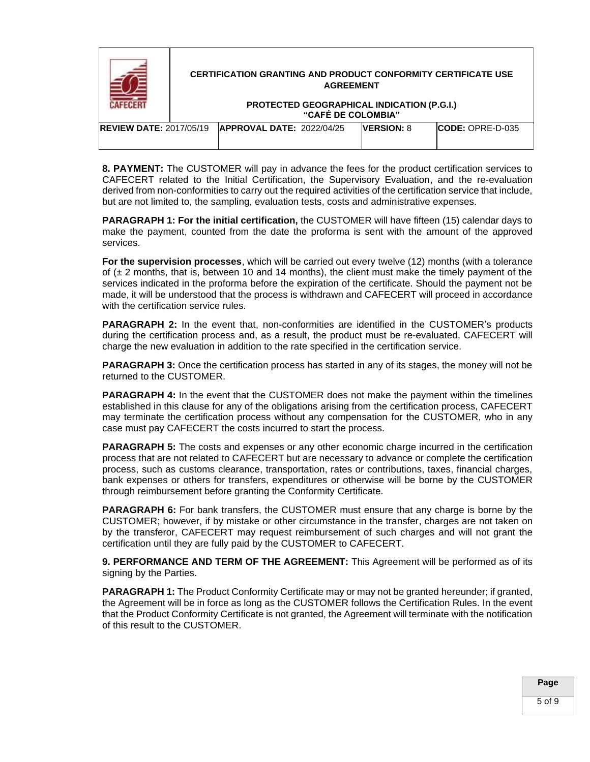**8. PAYMENT:** The CUSTOMER will pay in advance the fees for the product certification services to CAFECERT related to the Initial Certification, the Supervisory Evaluation, and the re-evaluation derived from non-conformities to carry out the required activities of the certification service that include, but are not limited to, the sampling, evaluation tests, costs and administrative expenses.

**PARAGRAPH 1: For the initial certification,** the CUSTOMER will have fifteen (15) calendar days to make the payment, counted from the date the proforma is sent with the amount of the approved services.

**For the supervision processes**, which will be carried out every twelve (12) months (with a tolerance of (± 2 months, that is, between 10 and 14 months), the client must make the timely payment of the services indicated in the proforma before the expiration of the certificate. Should the payment not be made, it will be understood that the process is withdrawn and CAFECERT will proceed in accordance with the certification service rules.

**PARAGRAPH 2:** In the event that, non-conformities are identified in the CUSTOMER's products during the certification process and, as a result, the product must be re-evaluated, CAFECERT will charge the new evaluation in addition to the rate specified in the certification service.

**PARAGRAPH 3:** Once the certification process has started in any of its stages, the money will not be returned to the CUSTOMER.

**PARAGRAPH 4:** In the event that the CUSTOMER does not make the payment within the timelines established in this clause for any of the obligations arising from the certification process, CAFECERT may terminate the certification process without any compensation for the CUSTOMER, who in any case must pay CAFECERT the costs incurred to start the process.

**PARAGRAPH 5:** The costs and expenses or any other economic charge incurred in the certification process that are not related to CAFECERT but are necessary to advance or complete the certification process, such as customs clearance, transportation, rates or contributions, taxes, financial charges, bank expenses or others for transfers, expenditures or otherwise will be borne by the CUSTOMER through reimbursement before granting the Conformity Certificate.

**PARAGRAPH 6:** For bank transfers, the CUSTOMER must ensure that any charge is borne by the CUSTOMER; however, if by mistake or other circumstance in the transfer, charges are not taken on by the transferor, CAFECERT may request reimbursement of such charges and will not grant the certification until they are fully paid by the CUSTOMER to CAFECERT.

**9. PERFORMANCE AND TERM OF THE AGREEMENT:** This Agreement will be performed as of its signing by the Parties.

**PARAGRAPH 1:** The Product Conformity Certificate may or may not be granted hereunder; if granted, the Agreement will be in force as long as the CUSTOMER follows the Certification Rules. In the event that the Product Conformity Certificate is not granted, the Agreement will terminate with the notification of this result to the CUSTOMER.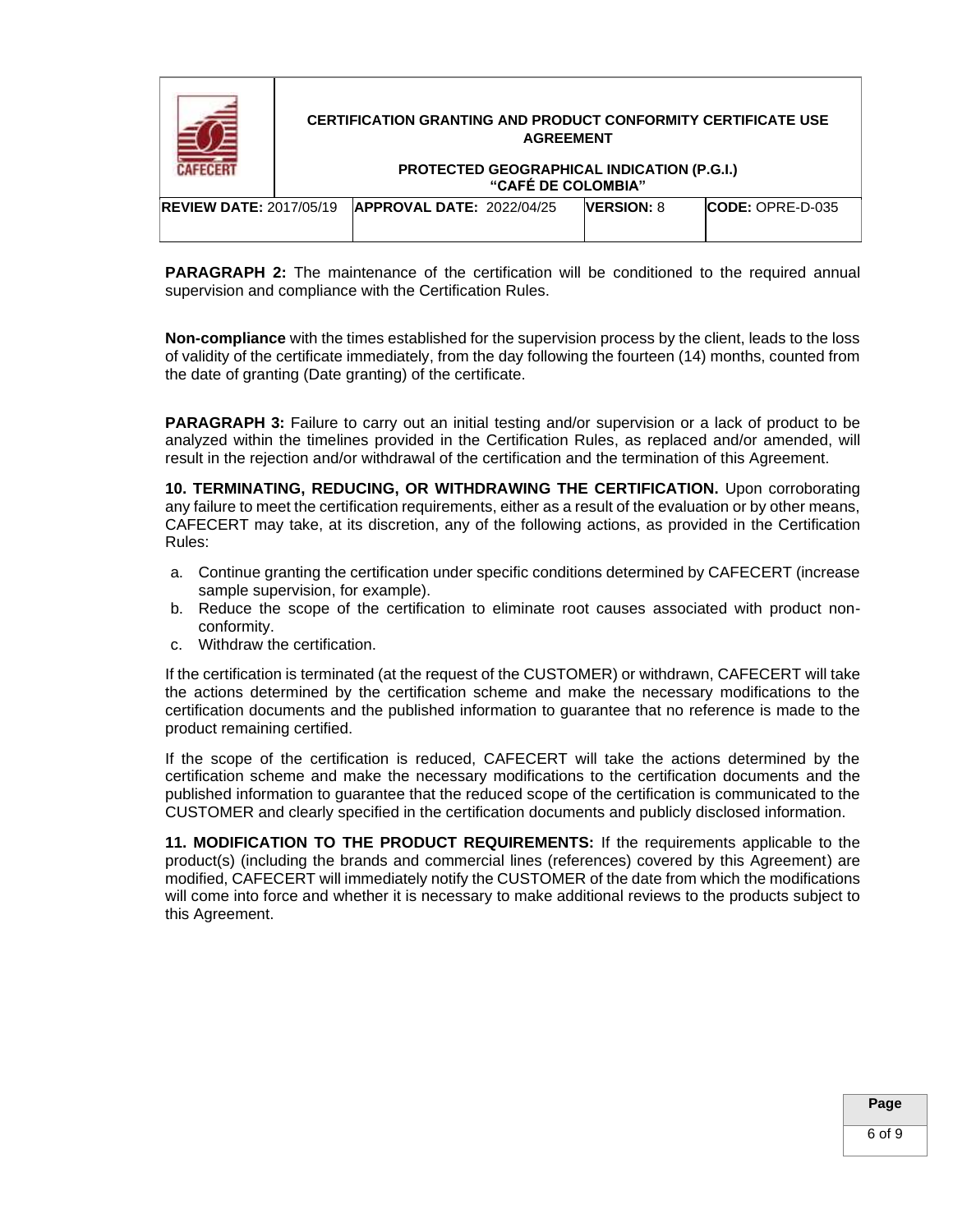**PARAGRAPH 2:** The maintenance of the certification will be conditioned to the required annual supervision and compliance with the Certification Rules.

**Non-compliance** with the times established for the supervision process by the client, leads to the loss of validity of the certificate immediately, from the day following the fourteen (14) months, counted from the date of granting (Date granting) of the certificate.

**PARAGRAPH 3:** Failure to carry out an initial testing and/or supervision or a lack of product to be analyzed within the timelines provided in the Certification Rules, as replaced and/or amended, will result in the rejection and/or withdrawal of the certification and the termination of this Agreement.

**10. TERMINATING, REDUCING, OR WITHDRAWING THE CERTIFICATION.** Upon corroborating any failure to meet the certification requirements, either as a result of the evaluation or by other means, CAFECERT may take, at its discretion, any of the following actions, as provided in the Certification Rules:

a. Continue granting the certification under specific conditions determined by CAFECERT (increase sample supervision, for example).
b. Reduce the scope of the certification to eliminate root causes associated with product non-conformity.
c. Withdraw the certification.

If the certification is terminated (at the request of the CUSTOMER) or withdrawn, CAFECERT will take the actions determined by the certification scheme and make the necessary modifications to the certification documents and the published information to guarantee that no reference is made to the product remaining certified.

If the scope of the certification is reduced, CAFECERT will take the actions determined by the certification scheme and make the necessary modifications to the certification documents and the published information to guarantee that the reduced scope of the certification is communicated to the CUSTOMER and clearly specified in the certification documents and publicly disclosed information.

**11. MODIFICATION TO THE PRODUCT REQUIREMENTS:** If the requirements applicable to the product(s) (including the brands and commercial lines (references) covered by this Agreement) are modified, CAFECERT will immediately notify the CUSTOMER of the date from which the modifications will come into force and whether it is necessary to make additional reviews to the products subject to this Agreement.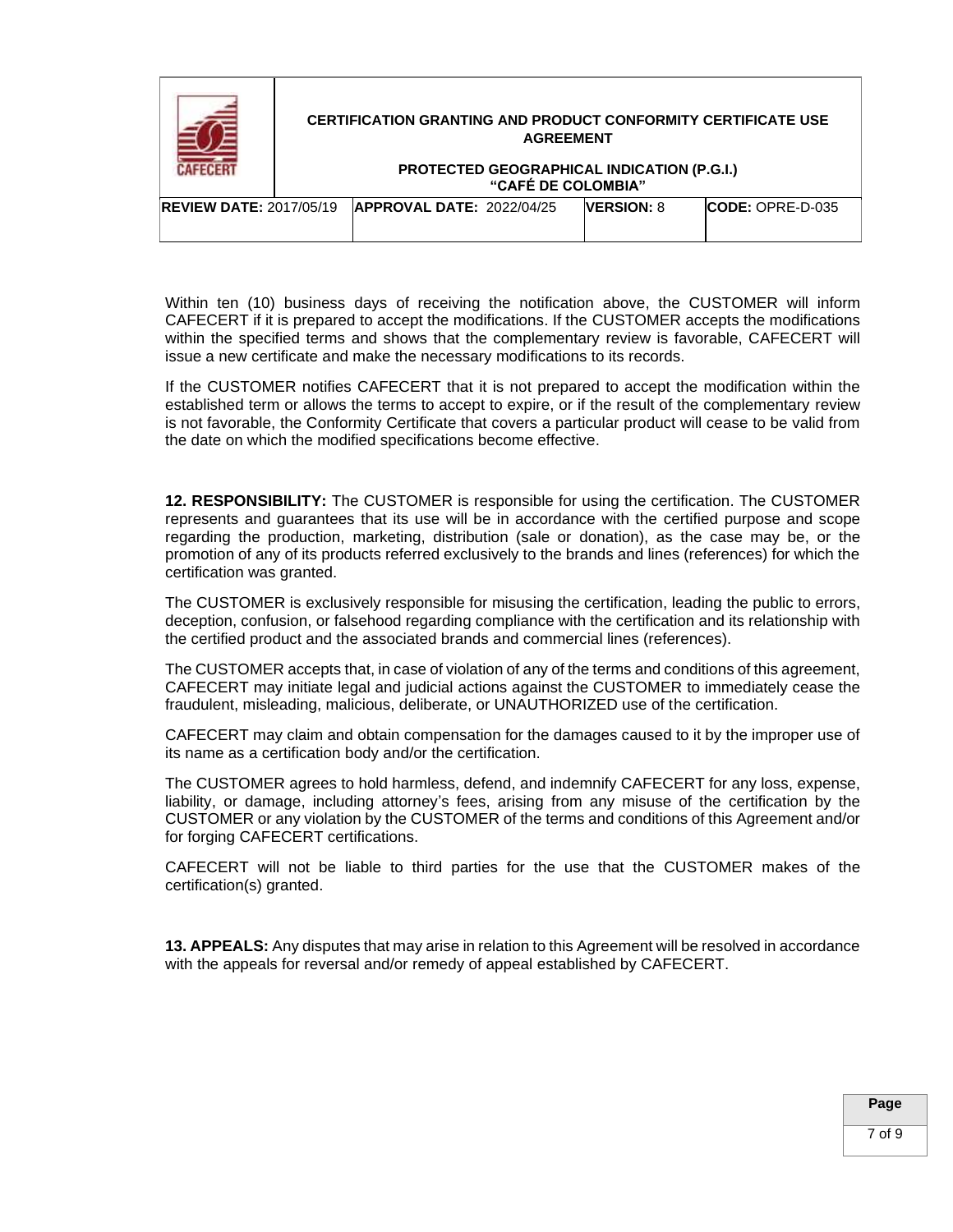Within ten (10) business days of receiving the notification above, the CUSTOMER will inform CAFECERT if it is prepared to accept the modifications. If the CUSTOMER accepts the modifications within the specified terms and shows that the complementary review is favorable, CAFECERT will issue a new certificate and make the necessary modifications to its records.

If the CUSTOMER notifies CAFECERT that it is not prepared to accept the modification within the established term or allows the terms to accept to expire, or if the result of the complementary review is not favorable, the Conformity Certificate that covers a particular product will cease to be valid from the date on which the modified specifications become effective.

**12. RESPONSIBILITY:** The CUSTOMER is responsible for using the certification. The CUSTOMER represents and guarantees that its use will be in accordance with the certified purpose and scope regarding the production, marketing, distribution (sale or donation), as the case may be, or the promotion of any of its products referred exclusively to the brands and lines (references) for which the certification was granted.

The CUSTOMER is exclusively responsible for misusing the certification, leading the public to errors, deception, confusion, or falsehood regarding compliance with the certification and its relationship with the certified product and the associated brands and commercial lines (references).

The CUSTOMER accepts that, in case of violation of any of the terms and conditions of this agreement, CAFECERT may initiate legal and judicial actions against the CUSTOMER to immediately cease the fraudulent, misleading, malicious, deliberate, or UNAUTHORIZED use of the certification.

CAFECERT may claim and obtain compensation for the damages caused to it by the improper use of its name as a certification body and/or the certification.

The CUSTOMER agrees to hold harmless, defend, and indemnify CAFECERT for any loss, expense, liability, or damage, including attorney's fees, arising from any misuse of the certification by the CUSTOMER or any violation by the CUSTOMER of the terms and conditions of this Agreement and/or for forging CAFECERT certifications.

CAFECERT will not be liable to third parties for the use that the CUSTOMER makes of the certification(s) granted.

**13. APPEALS:** Any disputes that may arise in relation to this Agreement will be resolved in accordance with the appeals for reversal and/or remedy of appeal established by CAFECERT.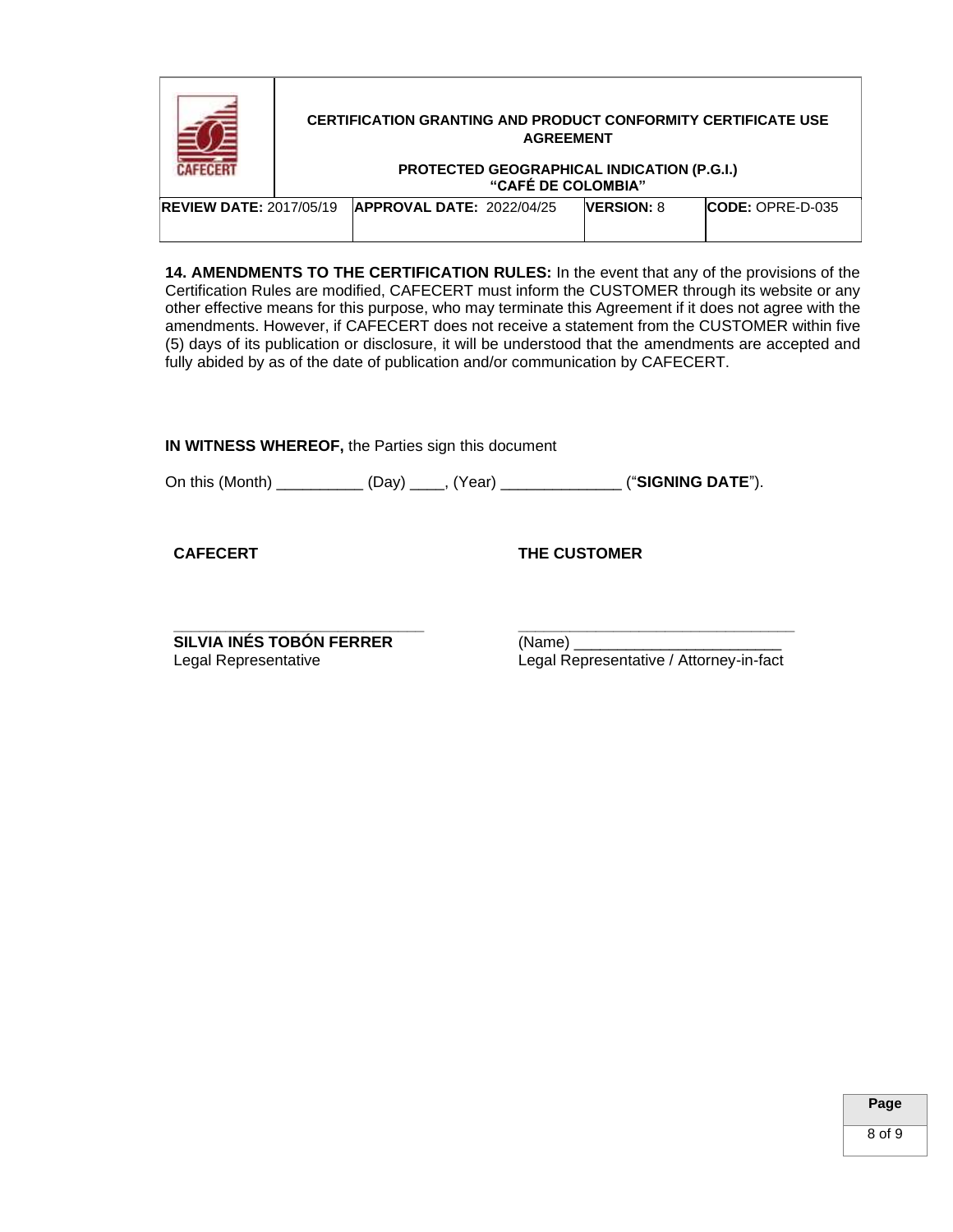**14. AMENDMENTS TO THE CERTIFICATION RULES:** In the event that any of the provisions of the Certification Rules are modified, CAFECERT must inform the CUSTOMER through its website or any other effective means for this purpose, who may terminate this Agreement if it does not agree with the amendments. However, if CAFECERT does not receive a statement from the CUSTOMER within five (5) days of its publication or disclosure, it will be understood that the amendments are accepted and fully abided by as of the date of publication and/or communication by CAFECERT.

**IN WITNESS WHEREOF,** the Parties sign this document

On this (Month) __________ (Day) ____, (Year) ______________ ("**SIGNING DATE**").

| **CAFECERT** | **THE CUSTOMER** |
|---|---|
| ______________________________ | __________________________________ |
| **SILVIA INÉS TOBÓN FERRER** | (Name) _________________________ |
| Legal Representative | Legal Representative / Attorney-in-fact |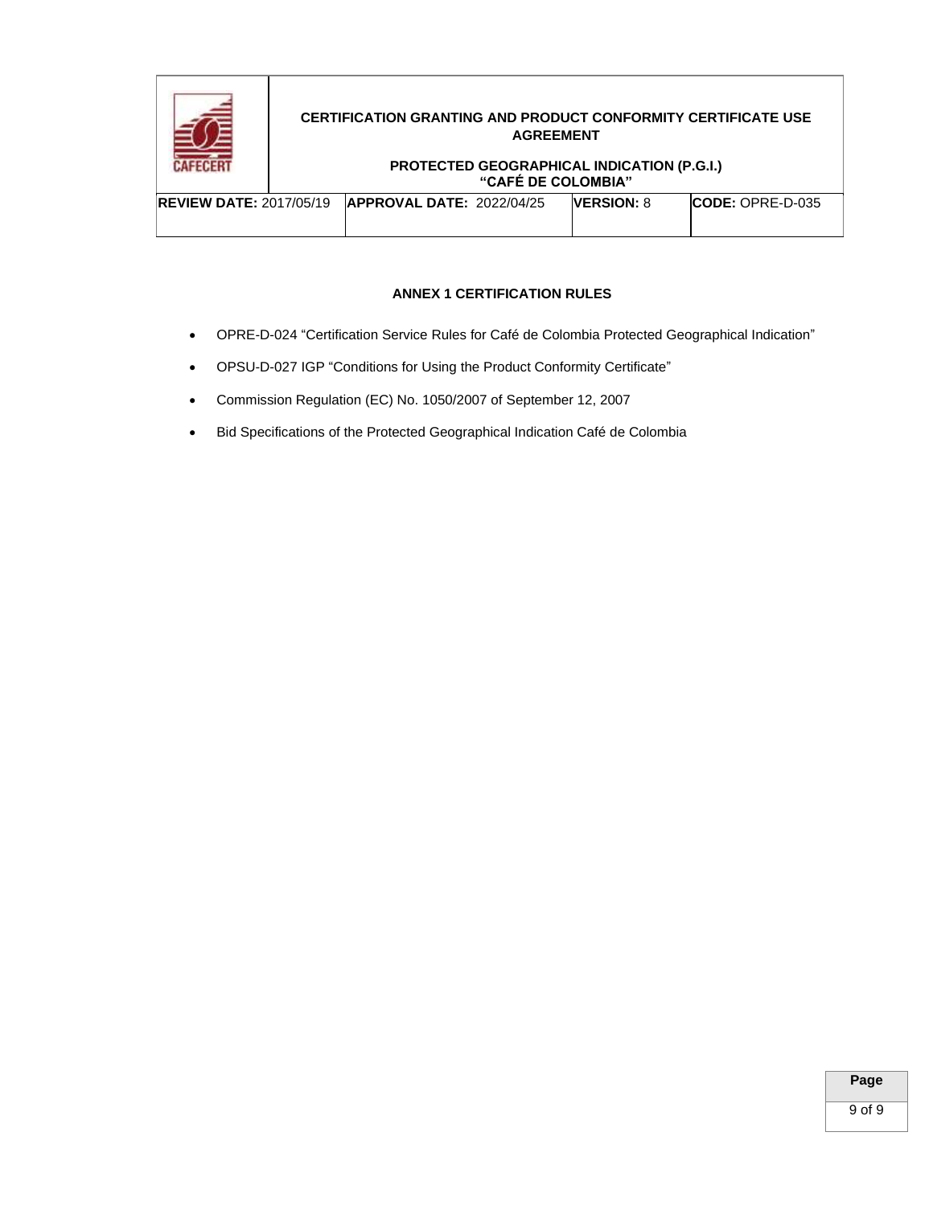## ANNEX 1 CERTIFICATION RULES

- OPRE-D-024 "Certification Service Rules for Café de Colombia Protected Geographical Indication"
- OPSU-D-027 IGP "Conditions for Using the Product Conformity Certificate"
- Commission Regulation (EC) No. 1050/2007 of September 12, 2007
- Bid Specifications of the Protected Geographical Indication Café de Colombia